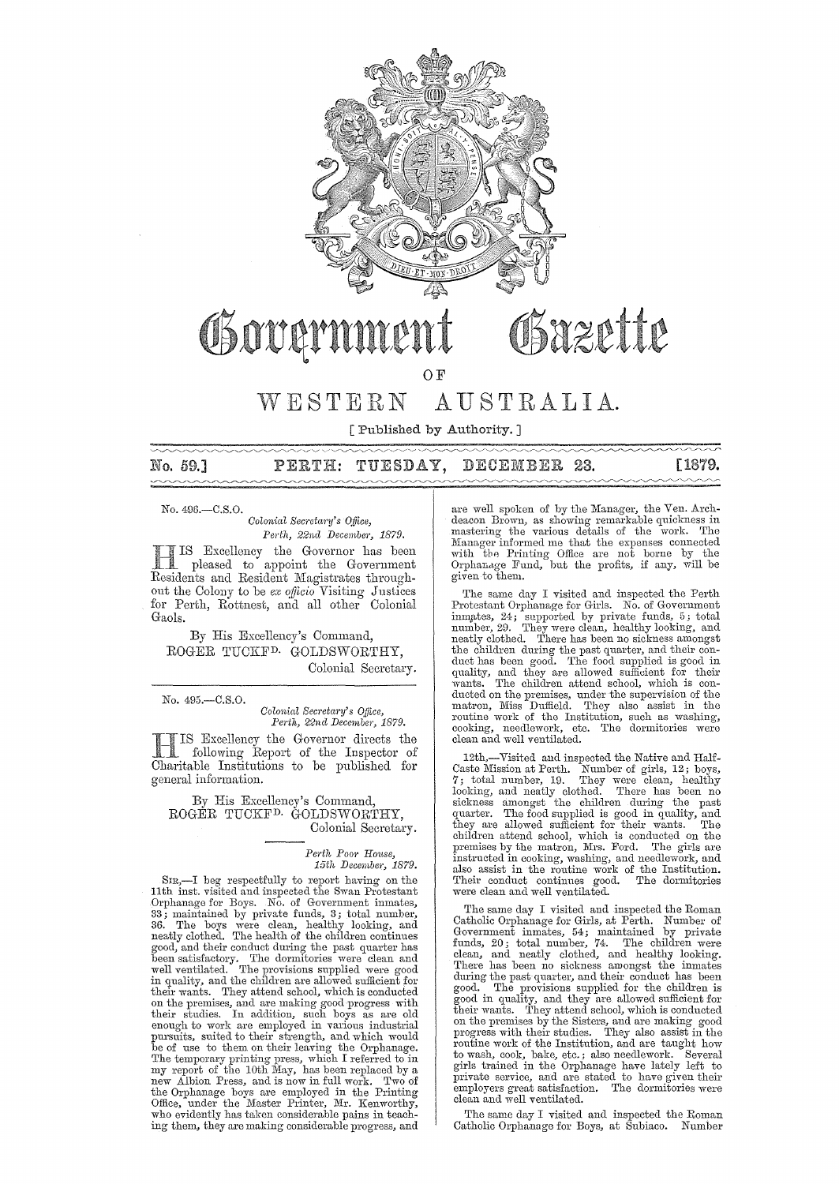# Government Gazette

## OF

# WESTERN AUSTRALIA.

[ Published by Authority. ]

**No. 59.] PERTH: TUESDAY, DECEMBER 23. [1879.**

---

No. 496.—C.S.O.

*Colonial Secretary's Office,*
*Perth, 22nd December, 1879.*

HIS Excellency the Governor has been pleased to appoint the Government Residents and Resident Magistrates throughout the Colony to be *ex officio* Visiting Justices for Perth, Rottnest, and all other Colonial Gaols.

By His Excellency's Command,
ROGER TUCKFD. GOLDSWORTHY,
Colonial Secretary.

---

No. 495.—C.S.O.

*Colonial Secretary's Office,*
*Perth, 22nd December, 1879.*

HIS Excellency the Governor directs the following Report of the Inspector of Charitable Institutions to be published for general information.

By His Excellency's Command,
ROGER TUCKFD. GOLDSWORTHY,
Colonial Secretary.

---

*Perth Poor House,*
*15th December, 1879.*

SIR,—I beg respectfully to report having on the 11th inst. visited and inspected the Swan Protestant Orphanage for Boys. No. of Government inmates, 33; maintained by private funds, 3; total number, 36. The boys were clean, healthy looking, and neatly clothed. The health of the children continues good, and their conduct during the past quarter has been satisfactory. The dormitories were clean and well ventilated. The provisions supplied were good in quality, and the children are allowed sufficient for their wants. They attend school, which is conducted on the premises, and are making good progress with their studies. In addition, such boys as are old enough to work are employed in various industrial pursuits, suited to their strength, and which would be of use to them on their leaving the Orphanage. The temporary printing press, which I referred to in my report of the 10th May, has been replaced by a new Albion Press, and is now in full work. Two of the Orphanage boys are employed in the Printing Office, under the Master Printer, Mr. Kenworthy, who evidently has taken considerable pains in teaching them, they are making considerable progress, and are well spoken of by the Manager, the Ven. Archdeacon Brown, as showing remarkable quickness in mastering the various details of the work. The Manager informed me that the expenses connected with the Printing Office are not borne by the Orphanage Fund, but the profits, if any, will be given to them.

The same day I visited and inspected the Perth Protestant Orphanage for Girls. No. of Government inmates, 24; supported by private funds, 5; total number, 29. They were clean, healthy looking, and neatly clothed. There has been no sickness amongst the children during the past quarter, and their conduct has been good. The food supplied is good in quality, and they are allowed sufficient for their wants. The children attend school, which is conducted on the premises, under the supervision of the matron, Miss Duffield. They also assist in the routine work of the Institution, such as washing, cooking, needlework, etc. The dormitories were clean and well ventilated.

12th,—Visited and inspected the Native and Half-Caste Mission at Perth. Number of girls, 12; boys, 7; total number, 19. They were clean, healthy looking, and neatly clothed. There has been no sickness amongst the children during the past quarter. The food supplied is good in quality, and they are allowed sufficient for their wants. The children attend school, which is conducted on the premises by the matron, Mrs. Ford. The girls are instructed in cooking, washing, and needlework, and also assist in the routine work of the Institution. Their conduct continues good. The dormitories were clean and well ventilated.

The same day I visited and inspected the Roman Catholic Orphanage for Girls, at Perth. Number of Government inmates, 54; maintained by private funds, 20; total number, 74. The children were clean, and neatly clothed, and healthy looking. There has been no sickness amongst the inmates during the past quarter, and their conduct has been good. The provisions supplied for the children is good in quality, and they are allowed sufficient for their wants. They attend school, which is conducted on the premises by the Sisters, and are making good progress with their studies. They also assist in the routine work of the Institution, and are taught how to wash, cook, bake, etc.; also needlework. Several girls trained in the Orphanage have lately left to private service, and are stated to have given their employers great satisfaction. The dormitories were clean and well ventilated.

The same day I visited and inspected the Roman Catholic Orphanage for Boys, at Subiaco. Number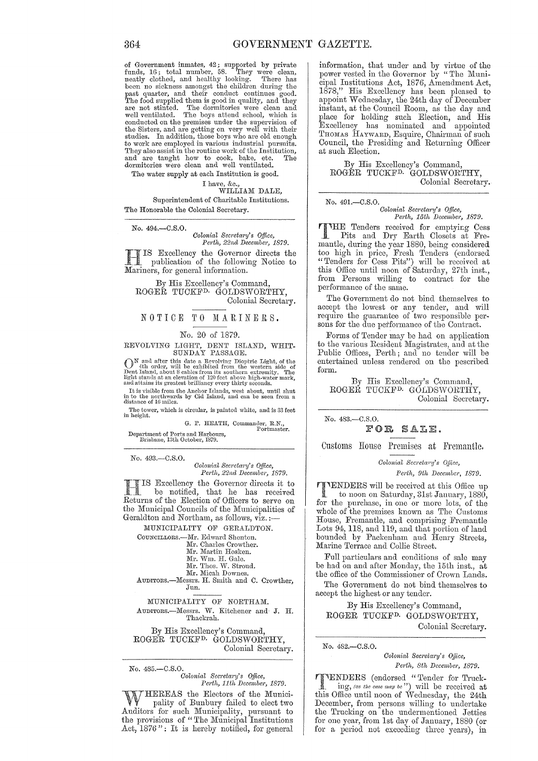of Government inmates, 42; supported by private funds, 16; total number, 58. They were clean, neatly clothed, and healthy looking. There has been no sickness amongst the children during the past quarter, and their conduct continues good. The food supplied them is good in quality, and they are not stinted. The dormitories were clean and well ventilated. The boys attend school, which is conducted on the premises under the supervision of the Sisters, and are getting on very well with their studies. In addition, those boys who are old enough to work are employed in various industrial pursuits. They also assist in the routine work of the Institution, and are taught how to cook, bake, etc. The dormitories were clean and well ventilated.

The water supply at each Institution is good.

I have, &c.,
WILLIAM DALE,
Superintendent of Charitable Institutions.

The Honorable the Colonial Secretary.

---

No. 494.—C.S.O.

*Colonial Secretary's Office,*
*Perth, 22nd December, 1879.*

HIS Excellency the Governor directs the publication of the following Notice to Mariners, for general information.

By His Excellency's Command,
ROGER TUCKFD. GOLDSWORTHY,
Colonial Secretary.

## NOTICE TO MARINERS.

No. 20 of 1879.

REVOLVING LIGHT, DENT ISLAND, WHITSUNDAY PASSAGE.

ON and after this date a Revolving Dioptric Light, of the 4th order, will be exhibited from the western side of Dent Island, about 8 cables from its southern extremity. The light stands at an elevation of 120 feet above high-water mark, and attains its greatest brilliancy every thirty seconds.

It is visible from the Anchor Islands, west about, until shut in to the northwards by Cid Island, and can be seen from a distance of 16 miles.

The tower, which is circular, is painted white, and is 33 feet in height.

G. P. HEATH, Commander, R.N.,
Portmaster.

Department of Ports and Harbours,
Brisbane, 13th October, 1879.

---

No. 493.—C.S.O.

*Colonial Secretary's Office,*
*Perth, 22nd December, 1879.*

HIS Excellency the Governor directs it to be notified, that he has received Returns of the Election of Officers to serve on the Municipal Councils of the Municipalities of Geraldton and Northam, as follows, viz.:—

MUNICIPALITY OF GERALDTON.

COUNCILLORS.—Mr. Edward Shenton.
Mr. Charles Crowther.
Mr. Martin Hosken.
Mr. Wm. H. Gale.
Mr. Thos. W. Stroud.
Mr. Micah Downes.

AUDITORS.—Messrs. H. Smith and C. Crowther, Jun.

MUNICIPALITY OF NORTHAM.

AUDITORS.—Messrs. W. Kitchener and J. H. Thackrah.

By His Excellency's Command,
ROGER TUCKFD. GOLDSWORTHY,
Colonial Secretary.

---

No. 485.—C.S.O.

*Colonial Secretary's Office,*
*Perth, 11th December, 1879.*

WHEREAS the Electors of the Municipality of Bunbury failed to elect two Auditors for such Municipality, pursuant to the provisions of "The Municipal Institutions Act, 1876": It is hereby notified, for general information, that under and by virtue of the power vested in the Governor by "The Municipal Institutions Act, 1876, Amendment Act, 1878," His Excellency has been pleased to appoint Wednesday, the 24th day of December instant, at the Council Room, as the day and place for holding such Election, and His Excellency has nominated and appointed THOMAS HAYWARD, Esquire, Chairman of such Council, the Presiding and Returning Officer at such Election.

By His Excellency's Command,
ROGER TUCKFD. GOLDSWORTHY,
Colonial Secretary.

---

No. 491.—C.S.O.

*Colonial Secretary's Office,*
*Perth, 15th December, 1879.*

THE Tenders received for emptying Cess Pits and Dry Earth Closets at Fremantle, during the year 1880, being considered too high in price, Fresh Tenders (endorsed "Tenders for Cess Pits") will be received at this Office until noon of Saturday, 27th inst., from Persons willing to contract for the performance of the same.

The Government do not bind themselves to accept the lowest or any tender, and will require the guarantee of two responsible persons for the due performance of the Contract.

Forms of Tender may be had on application to the various Resident Magistrates, and at the Public Offices, Perth; and no tender will be entertained unless rendered on the pescribed form.

By His Excellency's Command,
ROGER TUCKFD. GOLDSWORTHY,
Colonial Secretary.

---

No. 483.—C.S.O.

## FOR SALE.

### Customs House Premises at Fremantle.

*Colonial Secretary's Office,*
*Perth, 9th December, 1879.*

TENDERS will be received at this Office up to noon on Saturday, 31st January, 1880, for the purchase, in one or more lots, of the whole of the premises known as The Customs House, Fremantle, and comprising Fremantle Lots 94, 118, and 119, and that portion of land bounded by Packenham and Henry Streets, Marine Terrace and Collie Street.

Full particulars and conditions of sale may be had on and after Monday, the 15th inst., at the office of the Commissioner of Crown Lands.

The Government do not bind themselves to accept the highest or any tender.

By His Excellency's Command,
ROGER TUCKFD. GOLDSWORTHY,
Colonial Secretary.

---

No. 482.—C.S.O.

*Colonial Secretary's Office,*
*Perth, 8th December, 1879.*

TENDERS (endorsed "Tender for Trucking, *(as the case may be)*") will be received at this Office until noon of Wednesday, the 24th December, from persons willing to undertake the Trucking on the undermentioned Jetties for one year, from 1st day of January, 1880 (or for a period not exceeding three years), in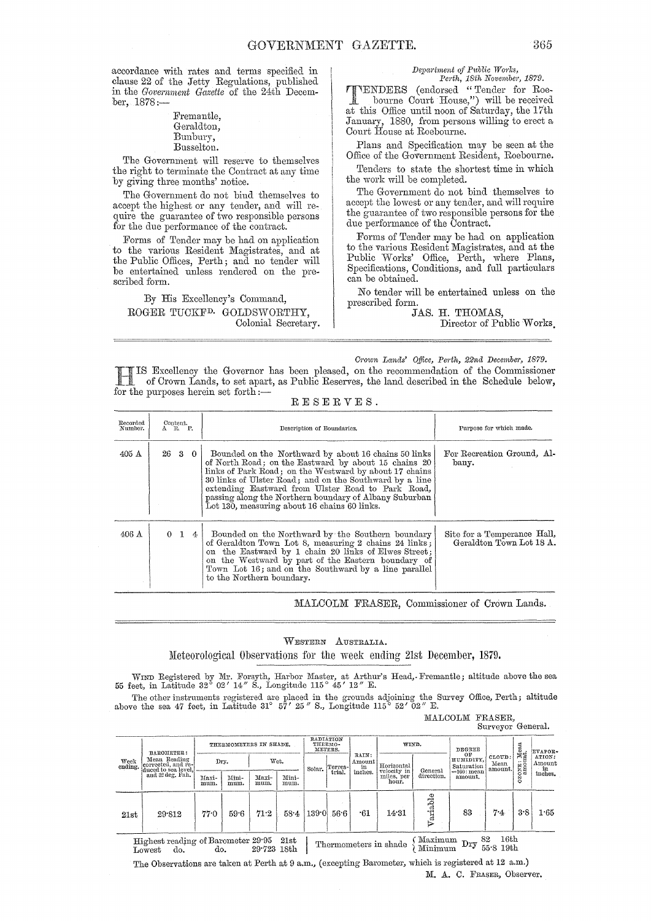accordance with rates and terms specified in clause 22 of the Jetty Regulations, published in the *Government Gazette* of the 24th December, 1878:—

Fremantle,
Geraldton,
Bunbury,
Busselton.

The Government will reserve to themselves the right to terminate the Contract at any time by giving three months' notice.

The Government do not bind themselves to accept the highest or any tender, and will require the guarantee of two responsible persons for the due performance of the contract.

Forms of Tender may be had on application to the various Resident Magistrates, and at the Public Offices, Perth; and no tender will be entertained unless rendered on the prescribed form.

By His Excellency's Command,
ROGER TUCKF[D]. GOLDSWORTHY,
Colonial Secretary.

*Department of Public Works,*
*Perth, 18th November, 1879.*

TENDERS (endorsed "Tender for Roebourne Court House,") will be received at this Office until noon of Saturday, the 17th January, 1880, from persons willing to erect a Court House at Roebourne.

Plans and Specification may be seen at the Office of the Government Resident, Roebourne.

Tenders to state the shortest time in which the work will be completed.

The Government do not bind themselves to accept the lowest or any tender, and will require the guarantee of two responsible persons for the due performance of the Contract.

Forms of Tender may be had on application to the various Resident Magistrates, and at the Public Works' Office, Perth, where Plans, Specifications, Conditions, and full particulars can be obtained.

No tender will be entertained unless on the prescribed form.

JAS. H. THOMAS,
Director of Public Works.

---

*Crown Lands' Office, Perth, 22nd December, 1879.*

HIS Excellency the Governor has been pleased, on the recommendation of the Commissioner of Crown Lands, to set apart, as Public Reserves, the land described in the Schedule below, for the purposes herein set forth:—

RESERVES.

| Recorded Number. | Content. A. R. P. | Description of Boundaries. | Purpose for which made. |
|---|---|---|---|
| 405 A | 26 3 0 | Bounded on the Northward by about 16 chains 50 links of North Road; on the Eastward by about 15 chains 20 links of Park Road; on the Westward by about 17 chains 30 links of Ulster Road; and on the Southward by a line extending Eastward from Ulster Road to Park Road, passing along the Northern boundary of Albany Suburban Lot 130, measuring about 16 chains 60 links. | For Recreation Ground, Albany. |
| 406 A | 0 1 4 | Bounded on the Northward by the Southern boundary of Geraldton Town Lot 8, measuring 2 chains 24 links; on the Eastward by 1 chain 20 links of Elwes Street; on the Westward by part of the Eastern boundary of Town Lot 16; and on the Southward by a line parallel to the Northern boundary. | Site for a Temperance Hall, Geraldton Town Lot 18 A. |

MALCOLM FRASER, Commissioner of Crown Lands.

---

WESTERN AUSTRALIA.

## Meteorological Observations for the week ending 21st December, 1879.

WIND Registered by Mr. Forsyth, Harbor Master, at Arthur's Head, Fremantle; altitude above the sea 55 feet, in Latitude 32° 02′ 14″ S., Longitude 115° 45′ 12″ E.

The other instruments registered are placed in the grounds adjoining the Survey Office, Perth; altitude above the sea 47 feet, in Latitude 31° 57′ 25″ S., Longitude 115° 52′ 02″ E.

MALCOLM FRASER,
Surveyor General.

| Week ending. | BAROMETER: Mean Reading corrected, and reduced to sea level, and 32 deg. Fah. | THERMOMETERS IN SHADE. | | | | RADIATION THERMOMETERS. | | RAIN: Amount in inches. | WIND. | | DEGREE OF HUMIDITY, Saturation =100: mean amount. | CLOUD: Mean amount. | OZONE: Mean amount. | EVAPORATION: Amount in inches. |
|---|---|---|---|---|---|---|---|---|---|---|---|---|---|---|
| | | Dry. | | Wet. | | Solar. | Terrestrial. | | Horizontal velocity in miles, per hour. | General direction. | | | | |
| | | Maximum. | Minimum. | Maximum. | Minimum. | | | | | | | | | |
| 21st | 29·812 | 77·0 | 59·6 | 71·2 | 58·4 | 139·0 | 56·6 | ·61 | 14·31 | Variable | 83 | 7·4 | 3·8 | 1·65 |

Highest reading of Barometer 29·95 21st
Lowest do. do. 29·723 18th

Thermometers in shade { Maximum Dry 82 16th; Minimum Dry 55·8 19th }

The Observations are taken at Perth at 9 a.m., (excepting Barometer, which is registered at 12 a.m.)

M. A. C. FRASER, Observer.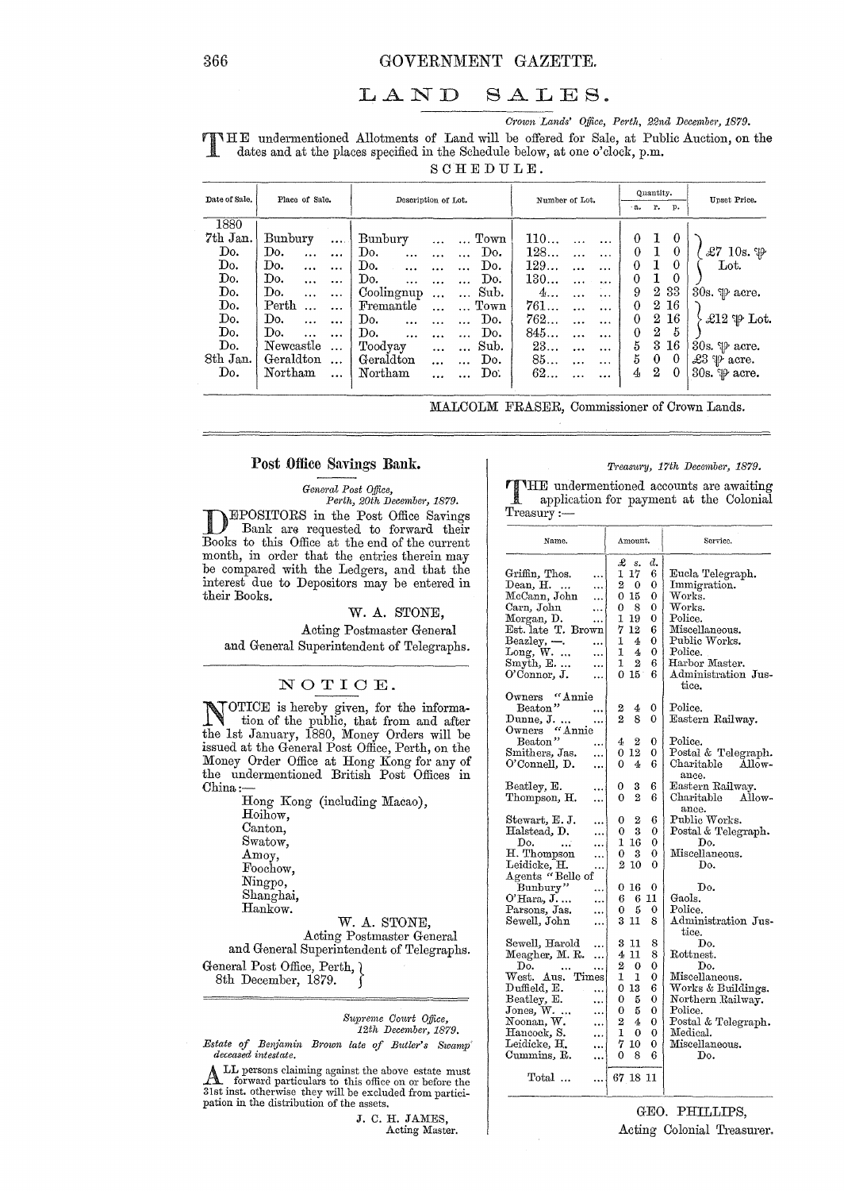# LAND SALES.

*Crown Lands' Office, Perth, 22nd December, 1879.*

THE undermentioned Allotments of Land will be offered for Sale, at Public Auction, on the dates and at the places specified in the Schedule below, at one o'clock, p.m.

SCHEDULE.

| Date of Sale. | Place of Sale. | Description of Lot. | | Number of Lot. | Quantity. | | | Upset Price. |
|---|---|---|---|---|---|---|---|---|
| | | | | | a. | r. | p. | |
| 1880 | | | | | | | | |
| 7th Jan. | Bunbury | Bunbury | Town | 110 | 0 | 1 | 0 | £7 10s. ℔ Lot. |
| Do. | Do. | Do. | Do. | 128 | 0 | 1 | 0 | |
| Do. | Do. | Do. | Do. | 129 | 0 | 1 | 0 | |
| Do. | Do. | Do. | Do. | 130 | 0 | 1 | 0 | |
| Do. | Do. | Coolingnup | Sub. | 4 | 9 | 2 | 33 | 30s. ℔ acre. |
| Do. | Perth | Fremantle | Town | 761 | 0 | 2 | 16 | £12 ℔ Lot. |
| Do. | Do. | Do. | Do. | 762 | 0 | 2 | 16 | |
| Do. | Do. | Do. | Do. | 845 | 0 | 2 | 5 | |
| Do. | Newcastle | Toodyay | Sub. | 23 | 5 | 3 | 16 | 30s. ℔ acre. |
| 8th Jan. | Geraldton | Geraldton | Do. | 85 | 5 | 0 | 0 | £3 ℔ acre. |
| Do. | Northam | Northam | Do. | 62 | 4 | 2 | 0 | 30s. ℔ acre. |

MALCOLM FRASER, Commissioner of Crown Lands.

---

## Post Office Savings Bank.

*General Post Office,*
*Perth, 20th December, 1879.*

DEPOSITORS in the Post Office Savings Bank are requested to forward their Books to this Office at the end of the current month, in order that the entries therein may be compared with the Ledgers, and that the interest due to Depositors may be entered in their Books.

W. A. STONE,
Acting Postmaster General
and General Superintendent of Telegraphs.

---

## NOTICE.

NOTICE is hereby given, for the information of the public, that from and after the 1st January, 1880, Money Orders will be issued at the General Post Office, Perth, on the Money Order Office at Hong Kong for any of the undermentioned British Post Offices in China:—

Hong Kong (including Macao),
Hoihow,
Canton,
Swatow,
Amoy,
Foochow,
Ningpo,
Shanghai,
Hankow.

W. A. STONE,
Acting Postmaster General
and General Superintendent of Telegraphs.

General Post Office, Perth,
8th December, 1879.

---

*Supreme Court Office,*
*12th December, 1879.*

*Estate of Benjamin Brown late of Butler's Swamp deceased intestate.*

ALL persons claiming against the above estate must forward particulars to this office on or before the 31st inst. otherwise they will be excluded from participation in the distribution of the assets.

J. C. H. JAMES,
Acting Master.

---

*Treasury, 17th December, 1879.*

THE undermentioned accounts are awaiting application for payment at the Colonial Treasury:—

| Name. | Amount. | | | Service. |
|---|---|---|---|---|
| | £ | s. | d. | |
| Griffin, Thos. | 1 | 17 | 6 | Eucla Telegraph. |
| Dean, H. | 2 | 0 | 0 | Immigration. |
| McCann, John | 0 | 15 | 0 | Works. |
| Carn, John | 0 | 8 | 0 | Works. |
| Morgan, D. | 1 | 19 | 0 | Police. |
| Est. late T. Brown | 7 | 12 | 6 | Miscellaneous. |
| Beazley, —. | 1 | 4 | 0 | Public Works. |
| Long, W. | 1 | 4 | 0 | Police. |
| Smyth, E. | 1 | 2 | 6 | Harbor Master. |
| O'Connor, J. | 0 | 15 | 6 | Administration Justice. |
| Owners "Annie Beaton" | 2 | 4 | 0 | Police. |
| Dunne, J. | 2 | 8 | 0 | Eastern Railway. |
| Owners "Annie Beaton" | 4 | 2 | 0 | Police. |
| Smithers, Jas. | 0 | 12 | 0 | Postal & Telegraph. |
| O'Connell, D. | 0 | 4 | 6 | Charitable Allowance. |
| Beatley, E. | 0 | 3 | 6 | Eastern Railway. |
| Thompson, H. | 0 | 2 | 6 | Charitable Allowance. |
| Stewart, E. J. | 0 | 2 | 6 | Public Works. |
| Halstead, D. | 0 | 3 | 0 | Postal & Telegraph. |
| Do. | 1 | 16 | 0 | Do. |
| H. Thompson | 0 | 3 | 0 | Miscellaneous. |
| Leidicke, H. | 2 | 10 | 0 | Do. |
| Agents "Belle of Bunbury" | 0 | 16 | 0 | Do. |
| O'Hara, J. | 6 | 6 | 11 | Gaols. |
| Parsons, Jas. | 0 | 5 | 0 | Police. |
| Sewell, John | 3 | 11 | 8 | Administration Justice. |
| Sewell, Harold | 3 | 11 | 8 | Do. |
| Meagher, M. R. | 4 | 11 | 8 | Rottnest. |
| Do. | 2 | 0 | 0 | Do. |
| West. Aus. Times | 1 | 1 | 0 | Miscellaneous. |
| Duffield, E. | 0 | 13 | 6 | Works & Buildings. |
| Beatley, E. | 0 | 5 | 0 | Northern Railway. |
| Jones, W. | 0 | 5 | 0 | Police. |
| Noonan, W. | 2 | 4 | 0 | Postal & Telegraph. |
| Hancock, S. | 1 | 0 | 0 | Medical. |
| Leidicke, H. | 7 | 10 | 0 | Miscellaneous. |
| Cummins, R. | 0 | 8 | 6 | Do. |
| Total ... | 67 | 18 | 11 | |

GEO. PHILLIPS,
Acting Colonial Treasurer.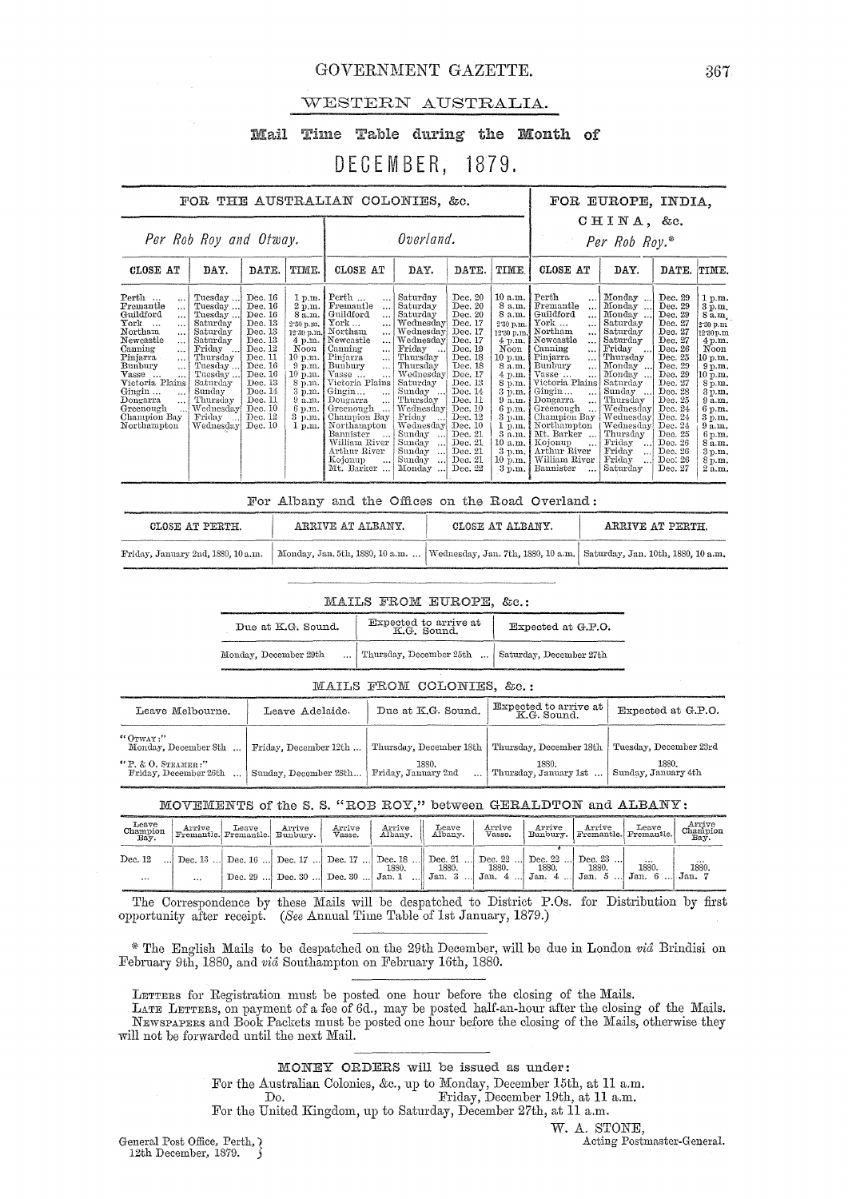# WESTERN AUSTRALIA.

## Mail Time Table during the Month of

# DECEMBER, 1879.

| FOR THE AUSTRALIAN COLONIES, &c. | | | | | | | | FOR EUROPE, INDIA, CHINA, &c. | | | |
|---|---|---|---|---|---|---|---|---|---|---|---|
| *Per Rob Roy and Otway.* | | | | *Overland.* | | | | *Per Rob Roy.** | | | |
| CLOSE AT | DAY. | DATE. | TIME. | CLOSE AT | DAY. | DATE. | TIME. | CLOSE AT | DAY. | DATE. | TIME. |
| Perth ... | Tuesday ... | Dec. 16 | 1 p.m. | Perth ... | Saturday | Dec. 20 | 10 a.m. | Perth ... | Monday ... | Dec. 29 | 1 p.m. |
| Fremantle ... | Tuesday ... | Dec. 16 | 2 p.m. | Fremantle ... | Saturday | Dec. 20 | 8 a.m. | Fremantle ... | Monday ... | Dec. 29 | 3 p.m. |
| Guildford ... | Tuesday ... | Dec. 16 | 8 a.m. | Guildford ... | Saturday | Dec. 20 | 8 a.m. | Guildford ... | Monday ... | Dec. 29 | 8 a.m. |
| York ... ... | Saturday | Dec. 13 | 2·30 p.m. | York ... ... | Wednesday | Dec. 17 | 2·30 p.m. | York ... ... | Saturday | Dec. 27 | 2·30 p.m. |
| Northam ... | Saturday | Dec. 13 | 12·30 p.m. | Northam ... | Wednesday | Dec. 17 | 12·30 p.m. | Northam ... | Saturday | Dec. 27 | 12·30 p.m. |
| Newcastle ... | Saturday | Dec. 13 | 4 p.m. | Newcastle ... | Wednesday | Dec. 17 | 4 p.m. | Newcastle ... | Saturday | Dec. 27 | 4 p.m. |
| Canning ... | Friday ... | Dec. 12 | Noon | Canning ... | Friday ... | Dec. 19 | Noon | Canning ... | Friday ... | Dec. 26 | Noon |
| Pinjarra ... | Thursday | Dec. 11 | 10 p.m. | Pinjarra ... | Thursday | Dec. 18 | 10 p.m. | Pinjarra ... | Thursday | Dec. 25 | 10 p.m. |
| Bunbury ... | Tuesday ... | Dec. 16 | 9 p.m. | Bunbury ... | Thursday | Dec. 18 | 8 a.m. | Bunbury ... | Monday ... | Dec. 29 | 9 p.m. |
| Vasse ... ... | Tuesday ... | Dec. 16 | 10 p.m. | Vasse ... ... | Wednesday | Dec. 17 | 4 p.m. | Vasse ... ... | Monday ... | Dec. 29 | 10 p.m. |
| Victoria Plains | Saturday | Dec. 13 | 8 p.m. | Victoria Plains | Saturday | Dec. 13 | 8 p.m. | Victoria Plains | Saturday | Dec. 27 | 8 p.m. |
| Gingin ... ... | Sunday | Dec. 14 | 3 p.m. | Gingin ... ... | Sunday ... | Dec. 14 | 3 p.m. | Gingin ... ... | Sunday ... | Dec. 28 | 3 p.m. |
| Dongarra ... | Thursday | Dec. 11 | 9 a.m. | Dongarra ... | Thursday | Dec. 11 | 9 a.m. | Dongarra ... | Thursday | Dec. 25 | 9 a.m. |
| Greenough ... | Wednesday | Dec. 10 | 6 p.m. | Greenough ... | Wednesday | Dec. 10 | 6 p.m. | Greenough ... | Wednesday | Dec. 24 | 6 p.m. |
| Champion Bay | Friday ... | Dec. 12 | 3 p.m. | Champion Bay | Friday ... | Dec. 12 | 3 p.m. | Champion Bay | Wednesday | Dec. 24 | 3 p.m. |
| Northampton | Wednesday | Dec. 10 | 1 p.m. | Northampton | Wednesday | Dec. 10 | 1 p.m. | Northampton | Wednesday | Dec. 24 | 9 a.m. |
| | | | | Bannister ... | Sunday ... | Dec. 21 | 3 a.m. | Mt. Barker ... | Thursday | Dec. 25 | 6 p.m. |
| | | | | William River | Sunday ... | Dec. 21 | 10 a.m. | Kojonup ... | Friday ... | Dec. 26 | 8 a.m. |
| | | | | Arthur River | Sunday ... | Dec. 21 | 3 p.m. | Arthur River | Friday ... | Dec. 26 | 3 p.m. |
| | | | | Kojonup ... | Sunday ... | Dec. 21 | 10 p.m. | William River | Friday ... | Dec. 26 | 8 p.m. |
| | | | | Mt. Barker ... | Monday ... | Dec. 22 | 3 p.m. | Bannister ... | Saturday | Dec. 27 | 2 a.m. |

For Albany and the Offices on the Road Overland:

| CLOSE AT PERTH. | ARRIVE AT ALBANY. | CLOSE AT ALBANY. | ARRIVE AT PERTH. |
|---|---|---|---|
| Friday, January 2nd, 1880, 10 a.m. | Monday, Jan. 5th, 1880, 10 a.m. ... | Wednesday, Jan. 7th, 1880, 10 a.m. | Saturday, Jan. 10th, 1880, 10 a.m. |

### MAILS FROM EUROPE, &c.:

| Due at K.G. Sound. | Expected to arrive at K.G. Sound. | Expected at G.P.O. |
|---|---|---|
| Monday, December 29th ... | Thursday, December 25th ... | Saturday, December 27th |

### MAILS FROM COLONIES, &c.:

| Leave Melbourne. | Leave Adelaide. | Due at K.G. Sound. | Expected to arrive at K.G. Sound. | Expected at G.P.O. |
|---|---|---|---|---|
| "OTWAY:" Monday, December 8th ... | Friday, December 12th ... | Thursday, December 18th | Thursday, December 18th | Tuesday, December 23rd |
| "P. & O. STEAMER:" Friday, December 26th ... | Sunday, December 28th... | 1880. Friday, January 2nd ... | 1880. Thursday, January 1st ... | 1880. Sunday, January 4th |

### MOVEMENTS of the S. S. "ROB ROY," between GERALDTON and ALBANY:

| Leave Champion Bay. | Arrive Fremantle. | Leave Fremantle. | Arrive Bunbury. | Arrive Vasse. | Arrive Albany. | Leave Albany. | Arrive Vasse. | Arrive Bunbury. | Arrive Fremantle. | Leave Fremantle. | Arrive Champion Bay. |
|---|---|---|---|---|---|---|---|---|---|---|---|
| Dec. 12 ... | Dec. 13 ... | Dec. 16 ... | Dec. 17 ... | Dec. 17 ... | Dec. 18 ... | Dec. 21 ... | Dec. 22 ... | Dec. 22 ... | Dec. 23 ... | ... | ... |
| ... | ... | Dec. 29 ... | Dec. 30 ... | Dec. 30 ... | 1880. Jan. 1 ... | 1880. Jan. 3 ... | 1880. Jan. 4 ... | 1880. Jan. 4 ... | 1880. Jan. 5 ... | 1880. Jan. 6 ... | 1880. Jan. 7 |

The Correspondence by these Mails will be despatched to District P.Os. for Distribution by first opportunity after receipt. (*See* Annual Time Table of 1st January, 1879.)

* The English Mails to be despatched on the 29th December, will be due in London *viâ* Brindisi on February 9th, 1880, and *viâ* Southampton on February 16th, 1880.

LETTERS for Registration must be posted one hour before the closing of the Mails.
LATE LETTERS, on payment of a fee of 6d., may be posted half-an-hour after the closing of the Mails.
NEWSPAPERS and Book Packets must be posted one hour before the closing of the Mails, otherwise they will not be forwarded until the next Mail.

MONEY ORDERS will be issued as under:

For the Australian Colonies, &c., up to Monday, December 15th, at 11 a.m.
Do. Friday, December 19th, at 11 a.m.
For the United Kingdom, up to Saturday, December 27th, at 11 a.m.

W. A. STONE,
Acting Postmaster-General.

General Post Office, Perth,
12th December, 1879.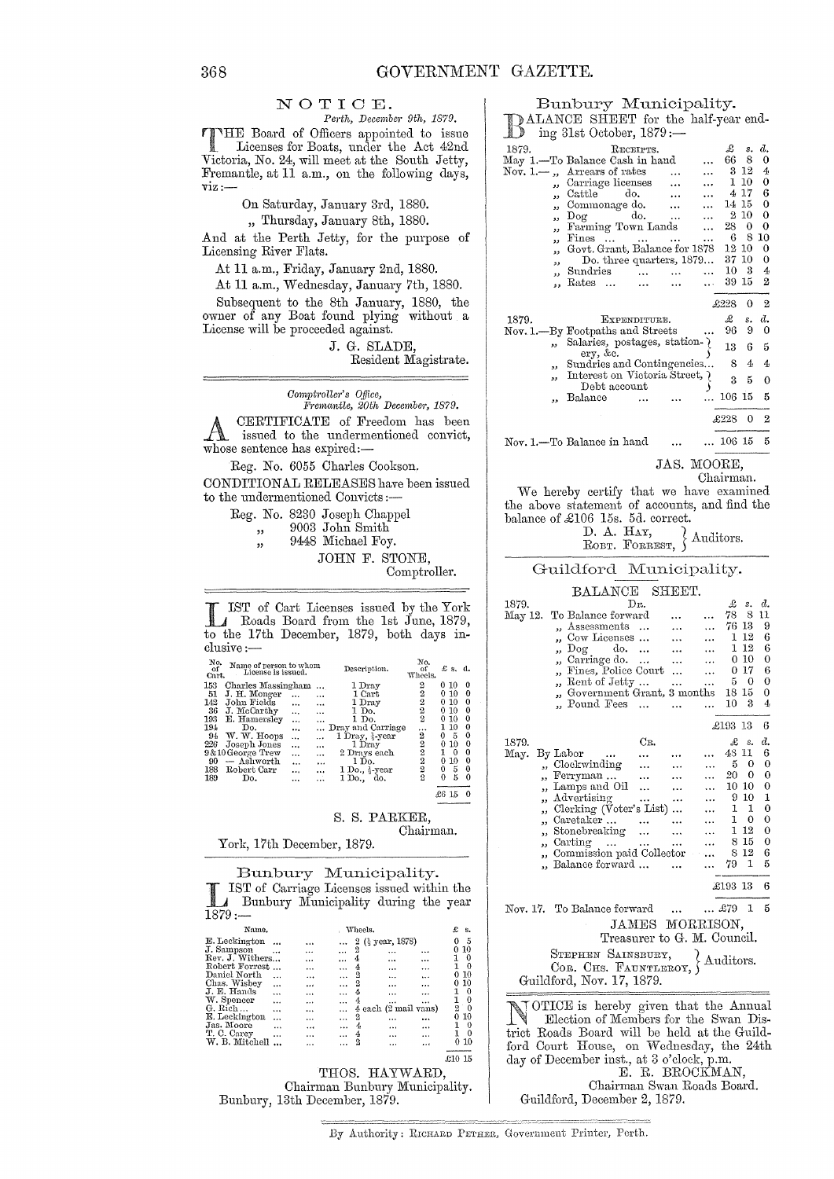# NOTICE.

*Perth, December 9th, 1879.*

THE Board of Officers appointed to issue Licenses for Boats, under the Act 42nd Victoria, No. 24, will meet at the South Jetty, Fremantle, at 11 a.m., on the following days, viz:—

On Saturday, January 3rd, 1880.

" Thursday, January 8th, 1880.

And at the Perth Jetty, for the purpose of Licensing River Flats.

At 11 a.m., Friday, January 2nd, 1880.

At 11 a.m., Wednesday, January 7th, 1880.

Subsequent to the 8th January, 1880, the owner of any Boat found plying without a License will be proceeded against.

J. G. SLADE,
Resident Magistrate.

---

*Comptroller's Office,*
*Fremantle, 20th December, 1879.*

A CERTIFICATE of Freedom has been issued to the undermentioned convict, whose sentence has expired:—

Reg. No. 6055 Charles Cookson.

CONDITIONAL RELEASES have been issued to the undermentioned Convicts:—

Reg. No. 8230 Joseph Chappel
" 9003 John Smith
" 9448 Michael Foy.

JOHN F. STONE,
Comptroller.

---

LIST of Cart Licenses issued by the York Roads Board from the 1st June, 1879, to the 17th December, 1879, both days inclusive:—

| No. of Cart. | Name of person to whom License is issued. | Description. | No. of Wheels. | £ s. d. |
|---|---|---|---|---|
| 153 | Charles Massingham | 1 Dray | 2 | 0 10 0 |
| 51 | J. H. Monger | 1 Cart | 2 | 0 10 0 |
| 142 | John Fields | 1 Dray | 2 | 0 10 0 |
| 36 | J. McCarthy | 1 Do. | 2 | 0 10 0 |
| 193 | E. Hamersley | 1 Do. | 2 | 0 10 0 |
| 194 | Do. | Dray and Carriage | ... | 1 10 0 |
| 94 | W. W. Hoops | 1 Dray, ½-year | 2 | 0 5 0 |
| 226 | Joseph Jones | 1 Dray | 2 | 0 10 0 |
| 9 & 10 | George Trew | 2 Drays each | 2 | 1 0 0 |
| 90 | — Ashworth | 1 Do. | 2 | 0 10 0 |
| 188 | Robert Carr | 1 Do., ½-year | 2 | 0 5 0 |
| 189 | Do. | 1 Do., do. | 2 | 0 5 0 |
| | | | | £6 15 0 |

S. S. PARKER,
Chairman.

York, 17th December, 1879.

---

## Bunbury Municipality.

LIST of Carriage Licenses issued within the Bunbury Municipality during the year 1879:—

| Name. | Wheels. | £ s. |
|---|---|---|
| E. Leckington | 2 (½ year, 1878) | 0 5 |
| J. Sampson | 2 | 0 10 |
| Rev. J. Withers | 4 | 1 0 |
| Robert Forrest | 4 | 1 0 |
| Daniel North | 2 | 0 10 |
| Chas. Wisbey | 2 | 0 10 |
| J. E. Hands | 4 | 1 0 |
| W. Spencer | 4 | 1 0 |
| G. Rich | 4 each (2 mail vans) | 2 0 |
| E. Leckington | 2 | 0 10 |
| Jas. Moore | 4 | 1 0 |
| T. C. Carey | 4 | 1 0 |
| W. B. Mitchell | 2 | 0 10 |
| | | £10 15 |

THOS. HAYWARD,
Chairman Bunbury Municipality.

Bunbury, 13th December, 1879.

---

## Bunbury Municipality.

BALANCE SHEET for the half-year ending 31st October, 1879:—

| 1879. | RECEIPTS. | £ | s. | d. |
|---|---|---|---|---|
| May 1. | To Balance Cash in hand | 66 | 8 | 0 |
| Nov. 1. | " Arrears of rates | 3 | 12 | 4 |
| | " Carriage licenses | 1 | 10 | 0 |
| | " Cattle do. | 4 | 17 | 6 |
| | " Commonage do. | 14 | 15 | 0 |
| | " Dog do. | 2 | 10 | 0 |
| | " Farming Town Lands | 28 | 0 | 0 |
| | " Fines | 6 | 8 | 10 |
| | " Govt. Grant, Balance for 1878 | 12 | 10 | 0 |
| | " Do. three quarters, 1879 | 37 | 10 | 0 |
| | " Sundries | 10 | 3 | 4 |
| | " Rates | 39 | 15 | 2 |
| | | £228 | 0 | 2 |

| 1879. | EXPENDITURE. | £ | s. | d. |
|---|---|---|---|---|
| Nov. 1. | By Footpaths and Streets | 96 | 9 | 0 |
| | " Salaries, postages, stationery, &c. | 13 | 6 | 5 |
| | " Sundries and Contingencies | 8 | 4 | 4 |
| | " Interest on Victoria Street, Debt account | 3 | 5 | 0 |
| | " Balance | 106 | 15 | 5 |
| | | £228 | 0 | 2 |
| Nov. 1. | To Balance in hand | 106 | 15 | 5 |

JAS. MOORE,
Chairman.

We hereby certify that we have examined the above statement of accounts, and find the balance of £106 15s. 5d. correct.

D. A. HAY,
ROBT. FORREST, } Auditors.

---

## Guildford Municipality.

### BALANCE SHEET.

| 1879. | DR. | £ | s. | d. |
|---|---|---|---|---|
| May 12. | To Balance forward | 78 | 8 | 11 |
| | " Assessments | 76 | 13 | 9 |
| | " Cow Licenses | 1 | 12 | 6 |
| | " Dog do. | 1 | 12 | 6 |
| | " Carriage do. | 0 | 10 | 0 |
| | " Fines, Police Court | 0 | 17 | 6 |
| | " Rent of Jetty | 5 | 0 | 0 |
| | " Government Grant, 3 months | 18 | 15 | 0 |
| | " Pound Fees | 10 | 3 | 4 |
| | | £193 | 13 | 6 |

| 1879. | CR. | £ | s. | d. |
|---|---|---|---|---|
| May. | By Labor | 48 | 11 | 6 |
| | " Clockwinding | 5 | 0 | 0 |
| | " Ferryman | 20 | 0 | 0 |
| | " Lamps and Oil | 10 | 10 | 0 |
| | " Advertising | 9 | 10 | 1 |
| | " Clerking (Voter's List) | 1 | 1 | 0 |
| | " Caretaker | 1 | 0 | 0 |
| | " Stonebreaking | 1 | 12 | 0 |
| | " Carting | 8 | 15 | 0 |
| | " Commission paid Collector | 8 | 12 | 6 |
| | " Balance forward | 79 | 1 | 5 |
| | | £193 | 13 | 6 |
| Nov. 17. | To Balance forward | £79 | 1 | 5 |

JAMES MORRISON,
Treasurer to G. M. Council.

STEPHEN SAINSBURY,
COR. CHS. FAUNTLEROY, } Auditors.

Guildford, Nov. 17, 1879.

---

NOTICE is hereby given that the Annual Election of Members for the Swan District Roads Board will be held at the Guildford Court House, on Wednesday, the 24th day of December inst., at 3 o'clock, p.m.

E. R. BROCKMAN,
Chairman Swan Roads Board.

Guildford, December 2, 1879.

---

By Authority: RICHARD PETHER, Government Printer, Perth.